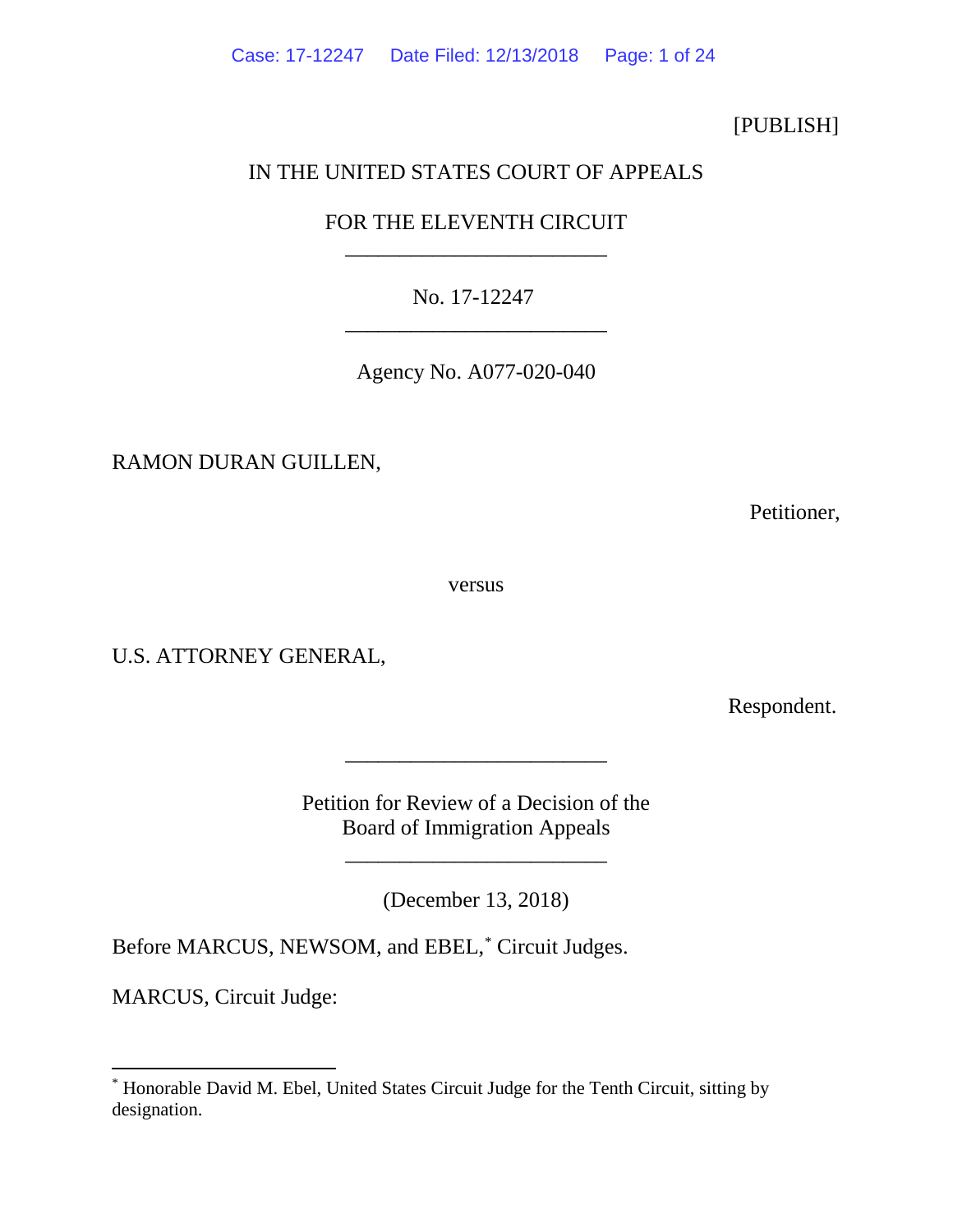[PUBLISH]

IN THE UNITED STATES COURT OF APPEALS

FOR THE ELEVENTH CIRCUIT

---

No. 17-12247

---

Agency No. A077-020-040

RAMON DURAN GUILLEN,

Petitioner,

versus

U.S. ATTORNEY GENERAL,

Respondent.

---

Petition for Review of a Decision of the
Board of Immigration Appeals

---

(December 13, 2018)

Before MARCUS, NEWSOM, and EBEL,* Circuit Judges.

MARCUS, Circuit Judge:

---

* Honorable David M. Ebel, United States Circuit Judge for the Tenth Circuit, sitting by designation.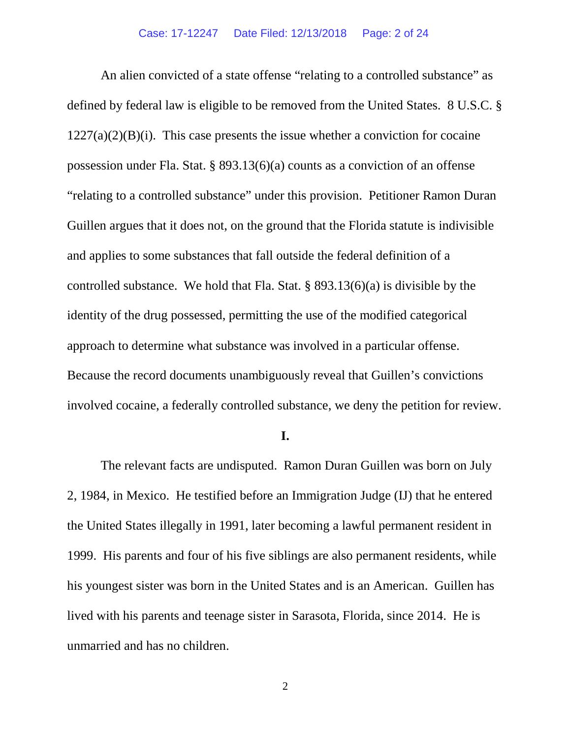An alien convicted of a state offense "relating to a controlled substance" as defined by federal law is eligible to be removed from the United States. 8 U.S.C. § 1227(a)(2)(B)(i). This case presents the issue whether a conviction for cocaine possession under Fla. Stat. § 893.13(6)(a) counts as a conviction of an offense "relating to a controlled substance" under this provision. Petitioner Ramon Duran Guillen argues that it does not, on the ground that the Florida statute is indivisible and applies to some substances that fall outside the federal definition of a controlled substance. We hold that Fla. Stat. § 893.13(6)(a) is divisible by the identity of the drug possessed, permitting the use of the modified categorical approach to determine what substance was involved in a particular offense. Because the record documents unambiguously reveal that Guillen's convictions involved cocaine, a federally controlled substance, we deny the petition for review.

## I.

The relevant facts are undisputed. Ramon Duran Guillen was born on July 2, 1984, in Mexico. He testified before an Immigration Judge (IJ) that he entered the United States illegally in 1991, later becoming a lawful permanent resident in 1999. His parents and four of his five siblings are also permanent residents, while his youngest sister was born in the United States and is an American. Guillen has lived with his parents and teenage sister in Sarasota, Florida, since 2014. He is unmarried and has no children.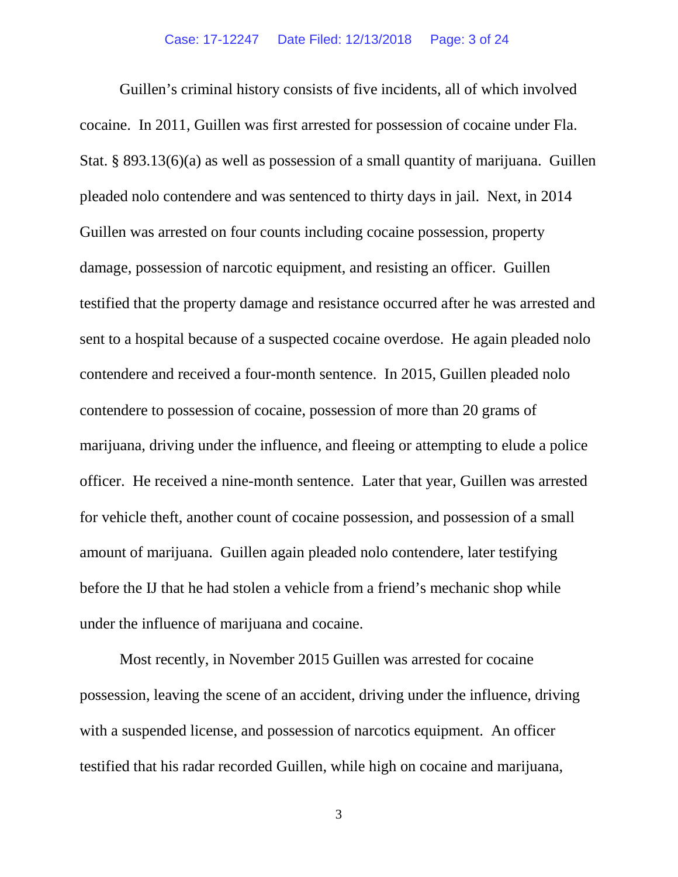Guillen's criminal history consists of five incidents, all of which involved cocaine. In 2011, Guillen was first arrested for possession of cocaine under Fla. Stat. § 893.13(6)(a) as well as possession of a small quantity of marijuana. Guillen pleaded nolo contendere and was sentenced to thirty days in jail. Next, in 2014 Guillen was arrested on four counts including cocaine possession, property damage, possession of narcotic equipment, and resisting an officer. Guillen testified that the property damage and resistance occurred after he was arrested and sent to a hospital because of a suspected cocaine overdose. He again pleaded nolo contendere and received a four-month sentence. In 2015, Guillen pleaded nolo contendere to possession of cocaine, possession of more than 20 grams of marijuana, driving under the influence, and fleeing or attempting to elude a police officer. He received a nine-month sentence. Later that year, Guillen was arrested for vehicle theft, another count of cocaine possession, and possession of a small amount of marijuana. Guillen again pleaded nolo contendere, later testifying before the IJ that he had stolen a vehicle from a friend's mechanic shop while under the influence of marijuana and cocaine.

Most recently, in November 2015 Guillen was arrested for cocaine possession, leaving the scene of an accident, driving under the influence, driving with a suspended license, and possession of narcotics equipment. An officer testified that his radar recorded Guillen, while high on cocaine and marijuana,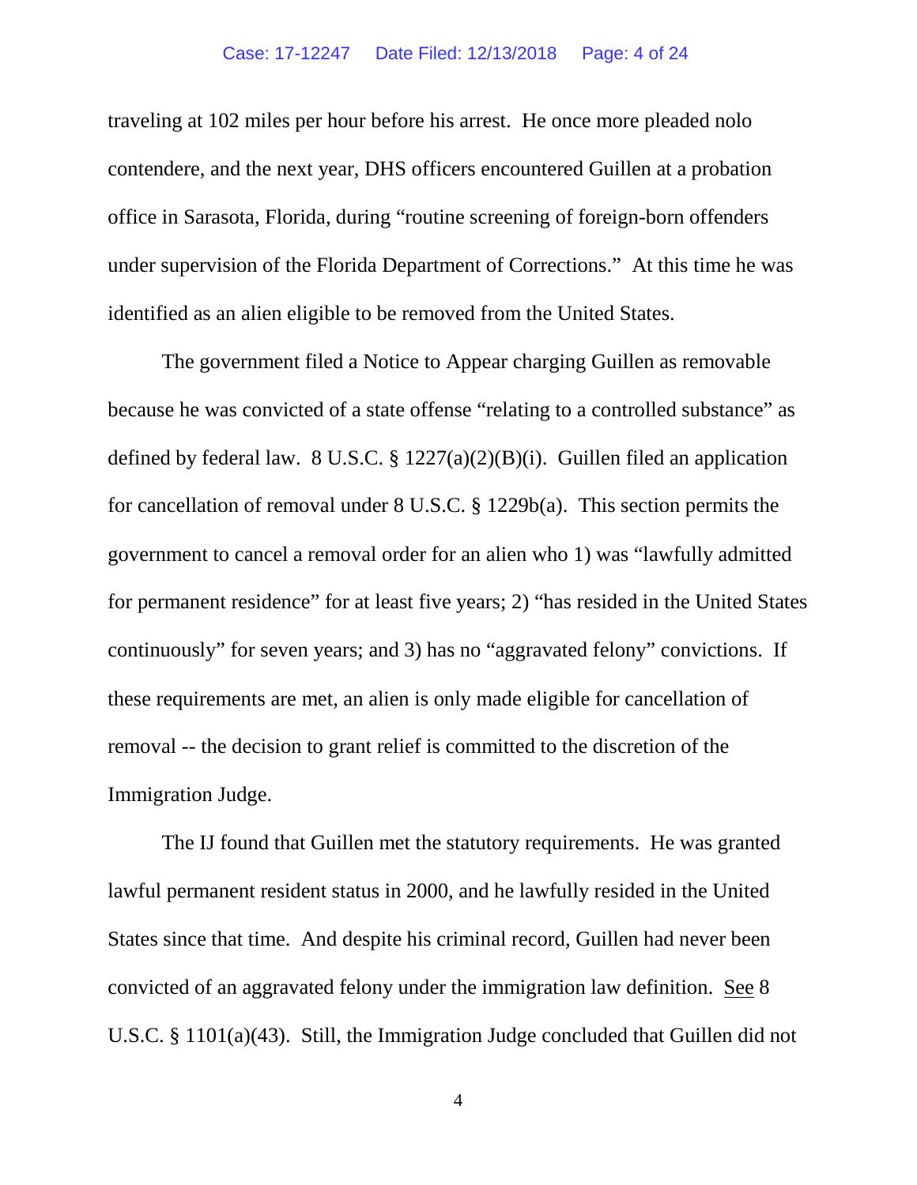traveling at 102 miles per hour before his arrest. He once more pleaded nolo contendere, and the next year, DHS officers encountered Guillen at a probation office in Sarasota, Florida, during "routine screening of foreign-born offenders under supervision of the Florida Department of Corrections." At this time he was identified as an alien eligible to be removed from the United States.

The government filed a Notice to Appear charging Guillen as removable because he was convicted of a state offense "relating to a controlled substance" as defined by federal law. 8 U.S.C. § 1227(a)(2)(B)(i). Guillen filed an application for cancellation of removal under 8 U.S.C. § 1229b(a). This section permits the government to cancel a removal order for an alien who 1) was "lawfully admitted for permanent residence" for at least five years; 2) "has resided in the United States continuously" for seven years; and 3) has no "aggravated felony" convictions. If these requirements are met, an alien is only made eligible for cancellation of removal -- the decision to grant relief is committed to the discretion of the Immigration Judge.

The IJ found that Guillen met the statutory requirements. He was granted lawful permanent resident status in 2000, and he lawfully resided in the United States since that time. And despite his criminal record, Guillen had never been convicted of an aggravated felony under the immigration law definition. See 8 U.S.C. § 1101(a)(43). Still, the Immigration Judge concluded that Guillen did not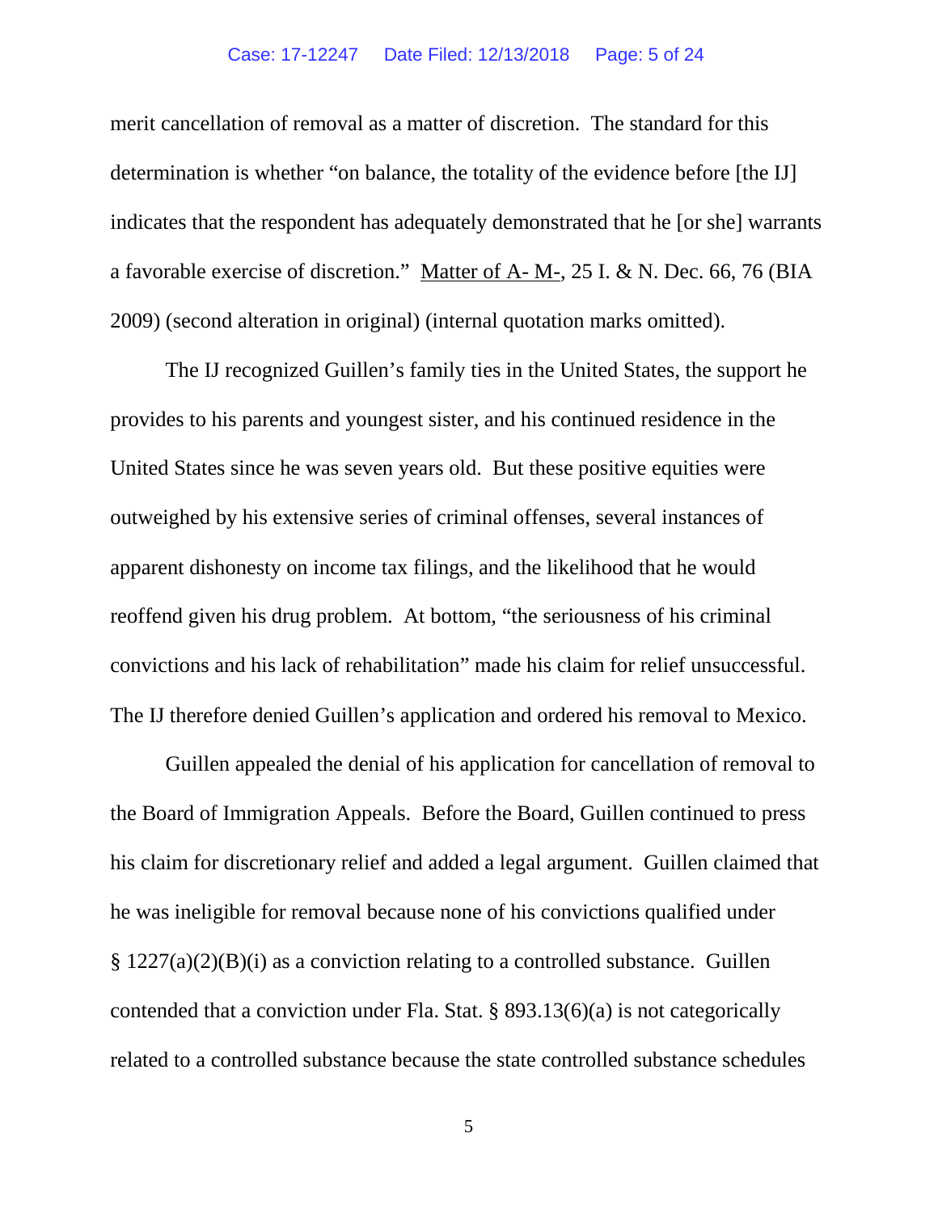merit cancellation of removal as a matter of discretion. The standard for this determination is whether "on balance, the totality of the evidence before [the IJ] indicates that the respondent has adequately demonstrated that he [or she] warrants a favorable exercise of discretion." Matter of A- M-, 25 I. & N. Dec. 66, 76 (BIA 2009) (second alteration in original) (internal quotation marks omitted).

The IJ recognized Guillen's family ties in the United States, the support he provides to his parents and youngest sister, and his continued residence in the United States since he was seven years old. But these positive equities were outweighed by his extensive series of criminal offenses, several instances of apparent dishonesty on income tax filings, and the likelihood that he would reoffend given his drug problem. At bottom, "the seriousness of his criminal convictions and his lack of rehabilitation" made his claim for relief unsuccessful. The IJ therefore denied Guillen's application and ordered his removal to Mexico.

Guillen appealed the denial of his application for cancellation of removal to the Board of Immigration Appeals. Before the Board, Guillen continued to press his claim for discretionary relief and added a legal argument. Guillen claimed that he was ineligible for removal because none of his convictions qualified under § 1227(a)(2)(B)(i) as a conviction relating to a controlled substance. Guillen contended that a conviction under Fla. Stat. § 893.13(6)(a) is not categorically related to a controlled substance because the state controlled substance schedules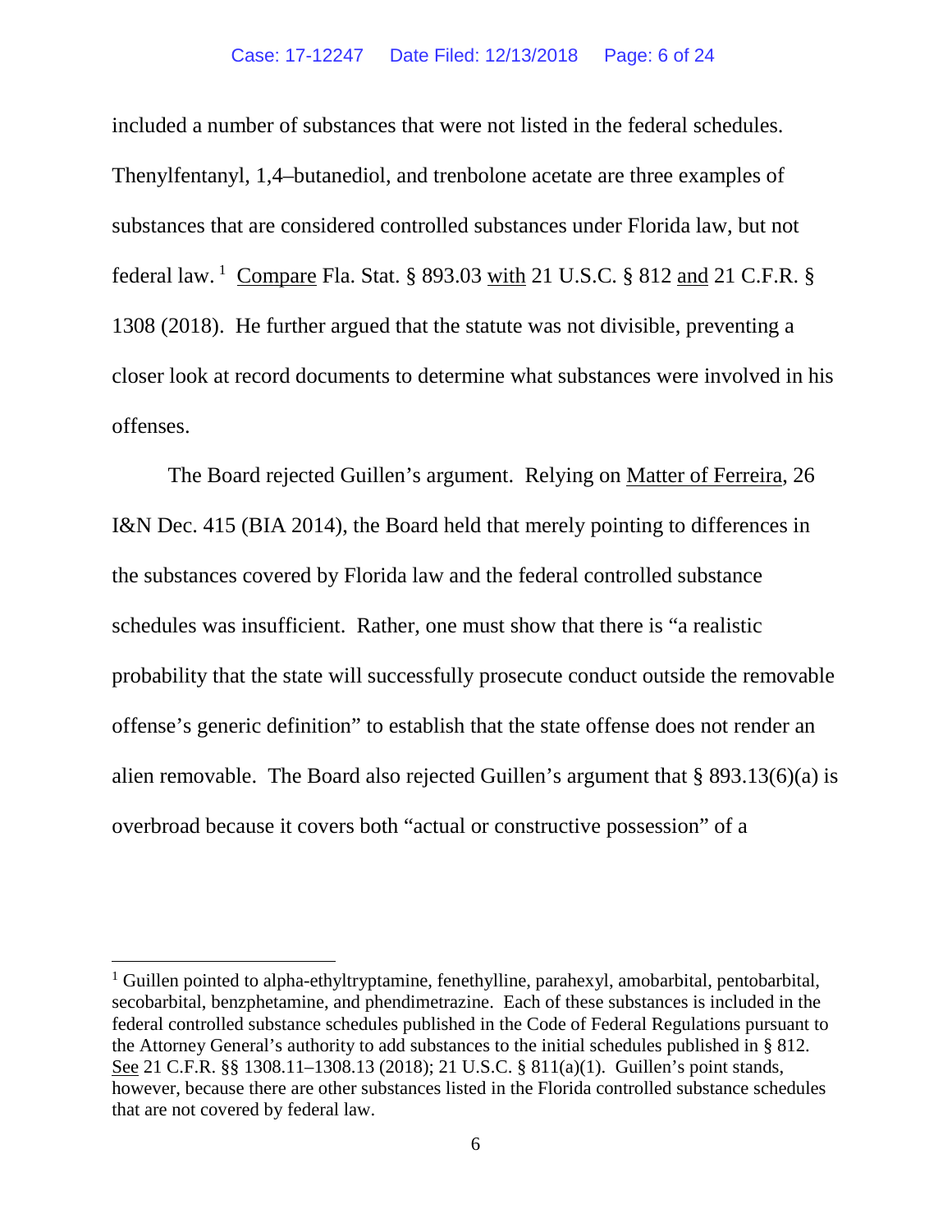included a number of substances that were not listed in the federal schedules. Thenylfentanyl, 1,4–butanediol, and trenbolone acetate are three examples of substances that are considered controlled substances under Florida law, but not federal law.[1] Compare Fla. Stat. § 893.03 with 21 U.S.C. § 812 and 21 C.F.R. § 1308 (2018). He further argued that the statute was not divisible, preventing a closer look at record documents to determine what substances were involved in his offenses.

The Board rejected Guillen's argument. Relying on Matter of Ferreira, 26 I&N Dec. 415 (BIA 2014), the Board held that merely pointing to differences in the substances covered by Florida law and the federal controlled substance schedules was insufficient. Rather, one must show that there is "a realistic probability that the state will successfully prosecute conduct outside the removable offense's generic definition" to establish that the state offense does not render an alien removable. The Board also rejected Guillen's argument that § 893.13(6)(a) is overbroad because it covers both "actual or constructive possession" of a

---

[1] Guillen pointed to alpha-ethyltryptamine, fenethylline, parahexyl, amobarbital, pentobarbital, secobarbital, benzphetamine, and phendimetrazine. Each of these substances is included in the federal controlled substance schedules published in the Code of Federal Regulations pursuant to the Attorney General's authority to add substances to the initial schedules published in § 812. See 21 C.F.R. §§ 1308.11–1308.13 (2018); 21 U.S.C. § 811(a)(1). Guillen's point stands, however, because there are other substances listed in the Florida controlled substance schedules that are not covered by federal law.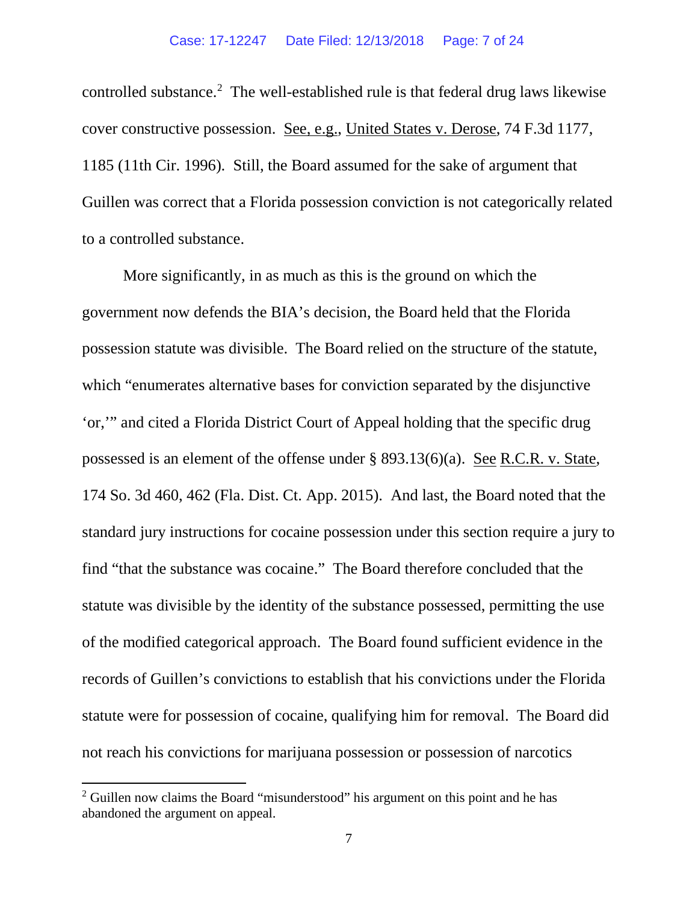controlled substance.[2] The well-established rule is that federal drug laws likewise cover constructive possession. See, e.g., United States v. Derose, 74 F.3d 1177, 1185 (11th Cir. 1996). Still, the Board assumed for the sake of argument that Guillen was correct that a Florida possession conviction is not categorically related to a controlled substance.

More significantly, in as much as this is the ground on which the government now defends the BIA's decision, the Board held that the Florida possession statute was divisible. The Board relied on the structure of the statute, which "enumerates alternative bases for conviction separated by the disjunctive 'or,'" and cited a Florida District Court of Appeal holding that the specific drug possessed is an element of the offense under § 893.13(6)(a). See R.C.R. v. State, 174 So. 3d 460, 462 (Fla. Dist. Ct. App. 2015). And last, the Board noted that the standard jury instructions for cocaine possession under this section require a jury to find "that the substance was cocaine." The Board therefore concluded that the statute was divisible by the identity of the substance possessed, permitting the use of the modified categorical approach. The Board found sufficient evidence in the records of Guillen's convictions to establish that his convictions under the Florida statute were for possession of cocaine, qualifying him for removal. The Board did not reach his convictions for marijuana possession or possession of narcotics

[2] Guillen now claims the Board "misunderstood" his argument on this point and he has abandoned the argument on appeal.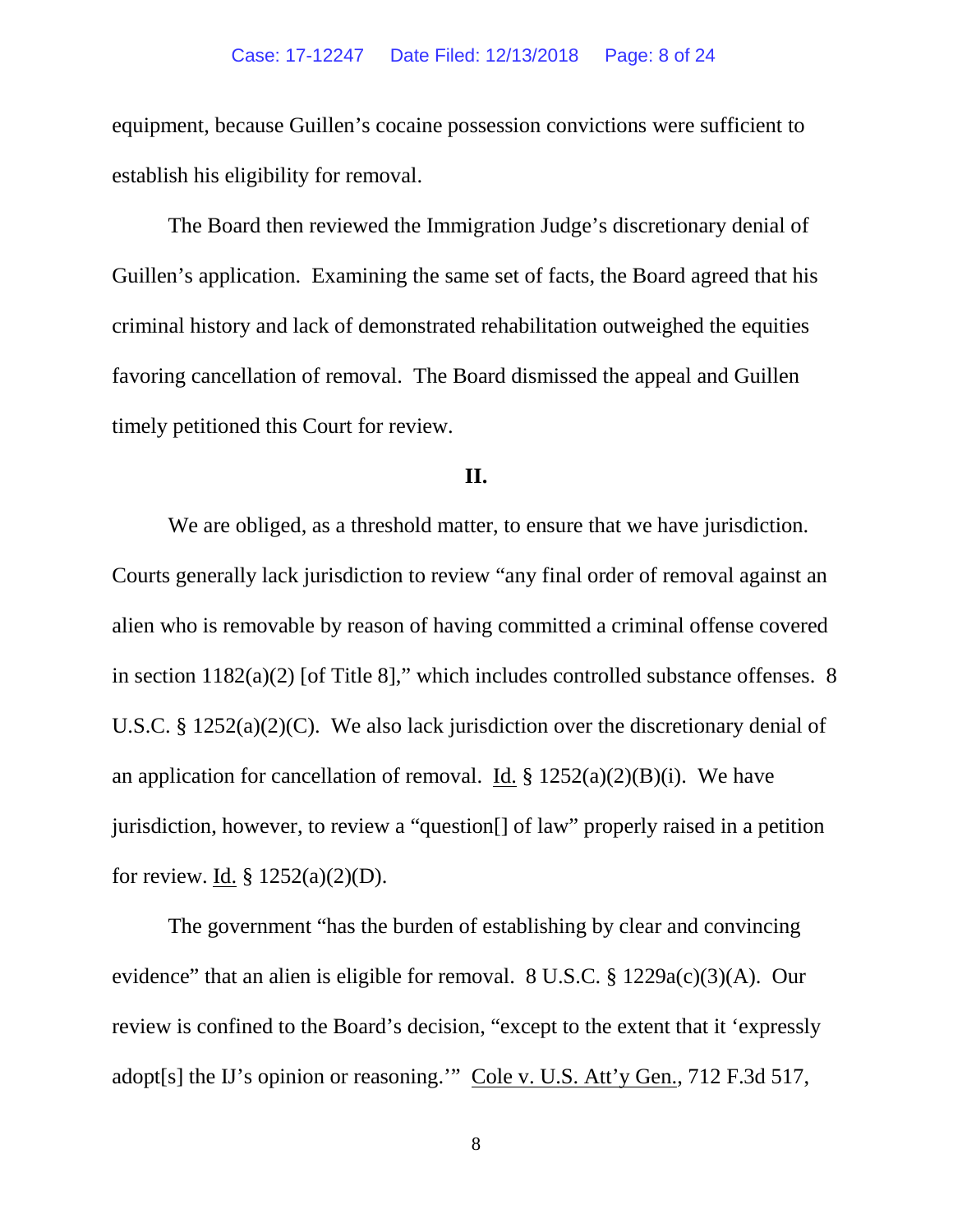equipment, because Guillen's cocaine possession convictions were sufficient to establish his eligibility for removal.

The Board then reviewed the Immigration Judge's discretionary denial of Guillen's application. Examining the same set of facts, the Board agreed that his criminal history and lack of demonstrated rehabilitation outweighed the equities favoring cancellation of removal. The Board dismissed the appeal and Guillen timely petitioned this Court for review.

**II.**

We are obliged, as a threshold matter, to ensure that we have jurisdiction. Courts generally lack jurisdiction to review "any final order of removal against an alien who is removable by reason of having committed a criminal offense covered in section 1182(a)(2) [of Title 8]," which includes controlled substance offenses. 8 U.S.C. § 1252(a)(2)(C). We also lack jurisdiction over the discretionary denial of an application for cancellation of removal. Id. § 1252(a)(2)(B)(i). We have jurisdiction, however, to review a "question[] of law" properly raised in a petition for review. Id. § 1252(a)(2)(D).

The government "has the burden of establishing by clear and convincing evidence" that an alien is eligible for removal. 8 U.S.C. § 1229a(c)(3)(A). Our review is confined to the Board's decision, "except to the extent that it 'expressly adopt[s] the IJ's opinion or reasoning.'" Cole v. U.S. Att'y Gen., 712 F.3d 517,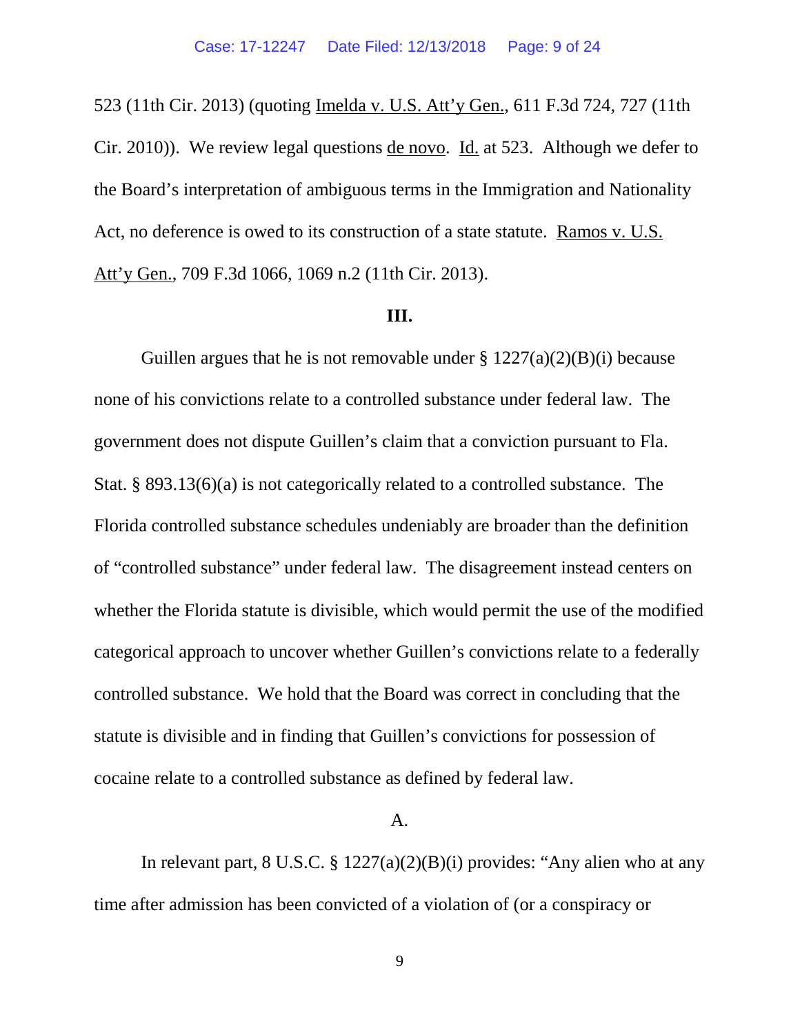523 (11th Cir. 2013) (quoting Imelda v. U.S. Att'y Gen., 611 F.3d 724, 727 (11th Cir. 2010)). We review legal questions de novo. Id. at 523. Although we defer to the Board's interpretation of ambiguous terms in the Immigration and Nationality Act, no deference is owed to its construction of a state statute. Ramos v. U.S. Att'y Gen., 709 F.3d 1066, 1069 n.2 (11th Cir. 2013).

### III.

Guillen argues that he is not removable under § 1227(a)(2)(B)(i) because none of his convictions relate to a controlled substance under federal law. The government does not dispute Guillen's claim that a conviction pursuant to Fla. Stat. § 893.13(6)(a) is not categorically related to a controlled substance. The Florida controlled substance schedules undeniably are broader than the definition of "controlled substance" under federal law. The disagreement instead centers on whether the Florida statute is divisible, which would permit the use of the modified categorical approach to uncover whether Guillen's convictions relate to a federally controlled substance. We hold that the Board was correct in concluding that the statute is divisible and in finding that Guillen's convictions for possession of cocaine relate to a controlled substance as defined by federal law.

#### A.

In relevant part, 8 U.S.C. § 1227(a)(2)(B)(i) provides: "Any alien who at any time after admission has been convicted of a violation of (or a conspiracy or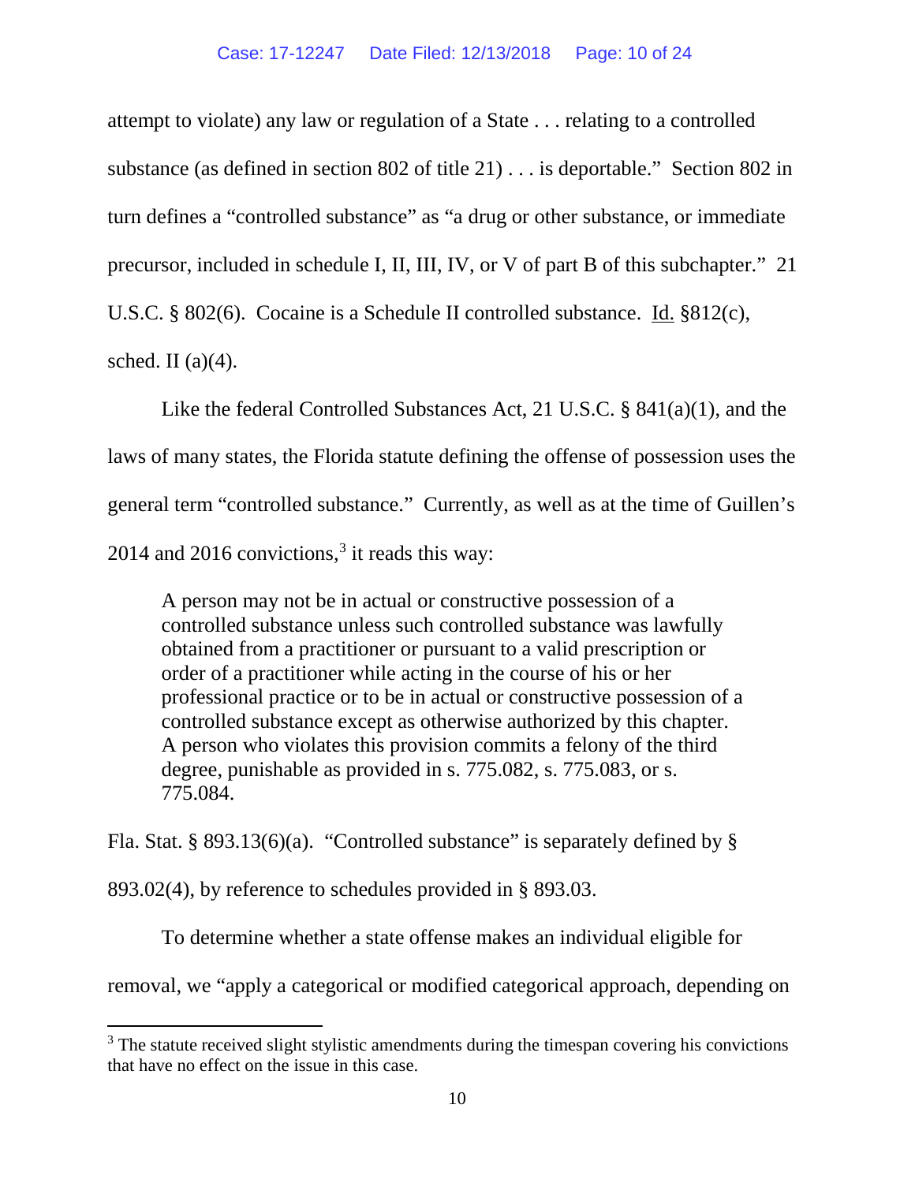attempt to violate) any law or regulation of a State . . . relating to a controlled substance (as defined in section 802 of title 21) . . . is deportable." Section 802 in turn defines a "controlled substance" as "a drug or other substance, or immediate precursor, included in schedule I, II, III, IV, or V of part B of this subchapter." 21 U.S.C. § 802(6). Cocaine is a Schedule II controlled substance. Id. §812(c), sched. II (a)(4).

Like the federal Controlled Substances Act, 21 U.S.C. § 841(a)(1), and the laws of many states, the Florida statute defining the offense of possession uses the general term "controlled substance." Currently, as well as at the time of Guillen's 2014 and 2016 convictions,[3] it reads this way:

> A person may not be in actual or constructive possession of a controlled substance unless such controlled substance was lawfully obtained from a practitioner or pursuant to a valid prescription or order of a practitioner while acting in the course of his or her professional practice or to be in actual or constructive possession of a controlled substance except as otherwise authorized by this chapter. A person who violates this provision commits a felony of the third degree, punishable as provided in s. 775.082, s. 775.083, or s. 775.084.

Fla. Stat. § 893.13(6)(a). "Controlled substance" is separately defined by § 893.02(4), by reference to schedules provided in § 893.03.

To determine whether a state offense makes an individual eligible for removal, we "apply a categorical or modified categorical approach, depending on

---

[3] The statute received slight stylistic amendments during the timespan covering his convictions that have no effect on the issue in this case.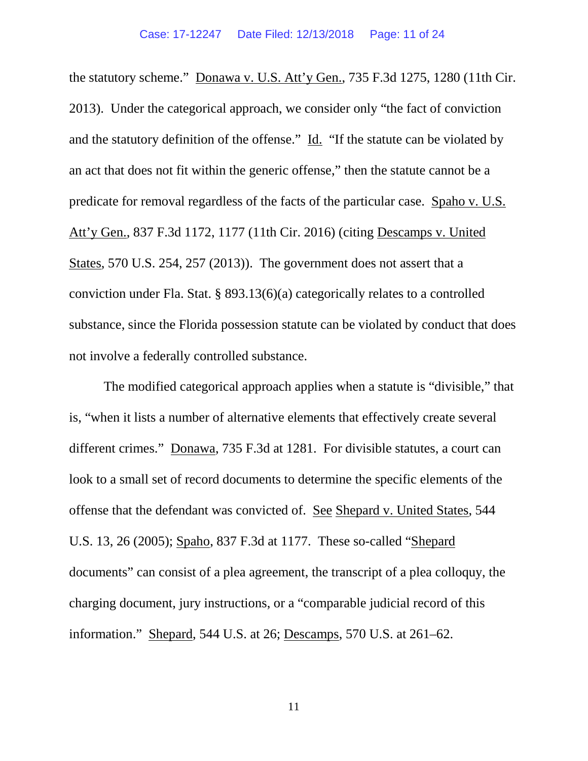the statutory scheme." Donawa v. U.S. Att'y Gen., 735 F.3d 1275, 1280 (11th Cir. 2013). Under the categorical approach, we consider only "the fact of conviction and the statutory definition of the offense." Id. "If the statute can be violated by an act that does not fit within the generic offense," then the statute cannot be a predicate for removal regardless of the facts of the particular case. Spaho v. U.S. Att'y Gen., 837 F.3d 1172, 1177 (11th Cir. 2016) (citing Descamps v. United States, 570 U.S. 254, 257 (2013)). The government does not assert that a conviction under Fla. Stat. § 893.13(6)(a) categorically relates to a controlled substance, since the Florida possession statute can be violated by conduct that does not involve a federally controlled substance.

The modified categorical approach applies when a statute is "divisible," that is, "when it lists a number of alternative elements that effectively create several different crimes." Donawa, 735 F.3d at 1281. For divisible statutes, a court can look to a small set of record documents to determine the specific elements of the offense that the defendant was convicted of. See Shepard v. United States, 544 U.S. 13, 26 (2005); Spaho, 837 F.3d at 1177. These so-called "Shepard documents" can consist of a plea agreement, the transcript of a plea colloquy, the charging document, jury instructions, or a "comparable judicial record of this information." Shepard, 544 U.S. at 26; Descamps, 570 U.S. at 261–62.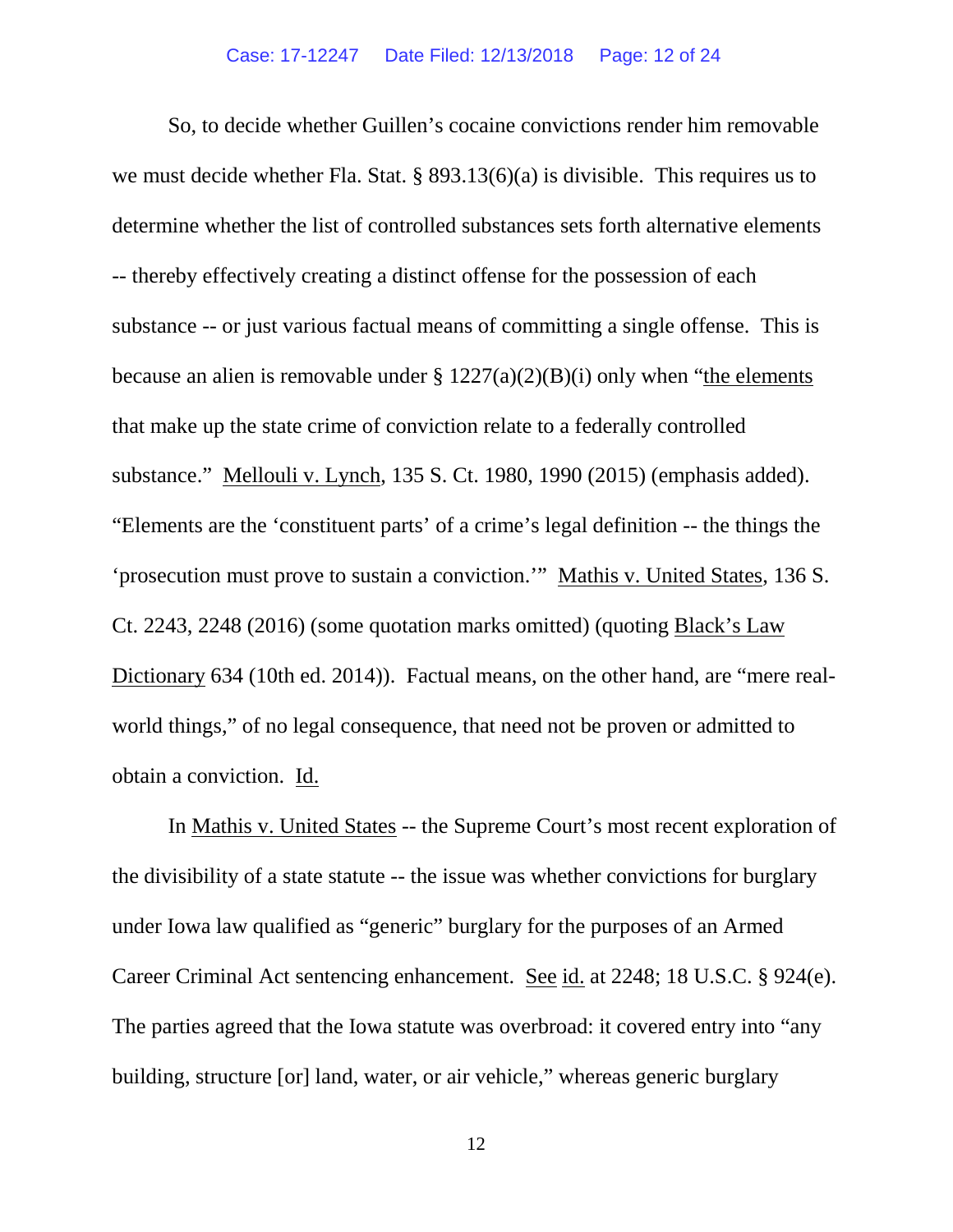So, to decide whether Guillen's cocaine convictions render him removable we must decide whether Fla. Stat. § 893.13(6)(a) is divisible. This requires us to determine whether the list of controlled substances sets forth alternative elements -- thereby effectively creating a distinct offense for the possession of each substance -- or just various factual means of committing a single offense. This is because an alien is removable under § 1227(a)(2)(B)(i) only when "the elements that make up the state crime of conviction relate to a federally controlled substance." Mellouli v. Lynch, 135 S. Ct. 1980, 1990 (2015) (emphasis added). "Elements are the 'constituent parts' of a crime's legal definition -- the things the 'prosecution must prove to sustain a conviction.'" Mathis v. United States, 136 S. Ct. 2243, 2248 (2016) (some quotation marks omitted) (quoting Black's Law Dictionary 634 (10th ed. 2014)). Factual means, on the other hand, are "mere real-world things," of no legal consequence, that need not be proven or admitted to obtain a conviction. Id.

In Mathis v. United States -- the Supreme Court's most recent exploration of the divisibility of a state statute -- the issue was whether convictions for burglary under Iowa law qualified as "generic" burglary for the purposes of an Armed Career Criminal Act sentencing enhancement. See id. at 2248; 18 U.S.C. § 924(e). The parties agreed that the Iowa statute was overbroad: it covered entry into "any building, structure [or] land, water, or air vehicle," whereas generic burglary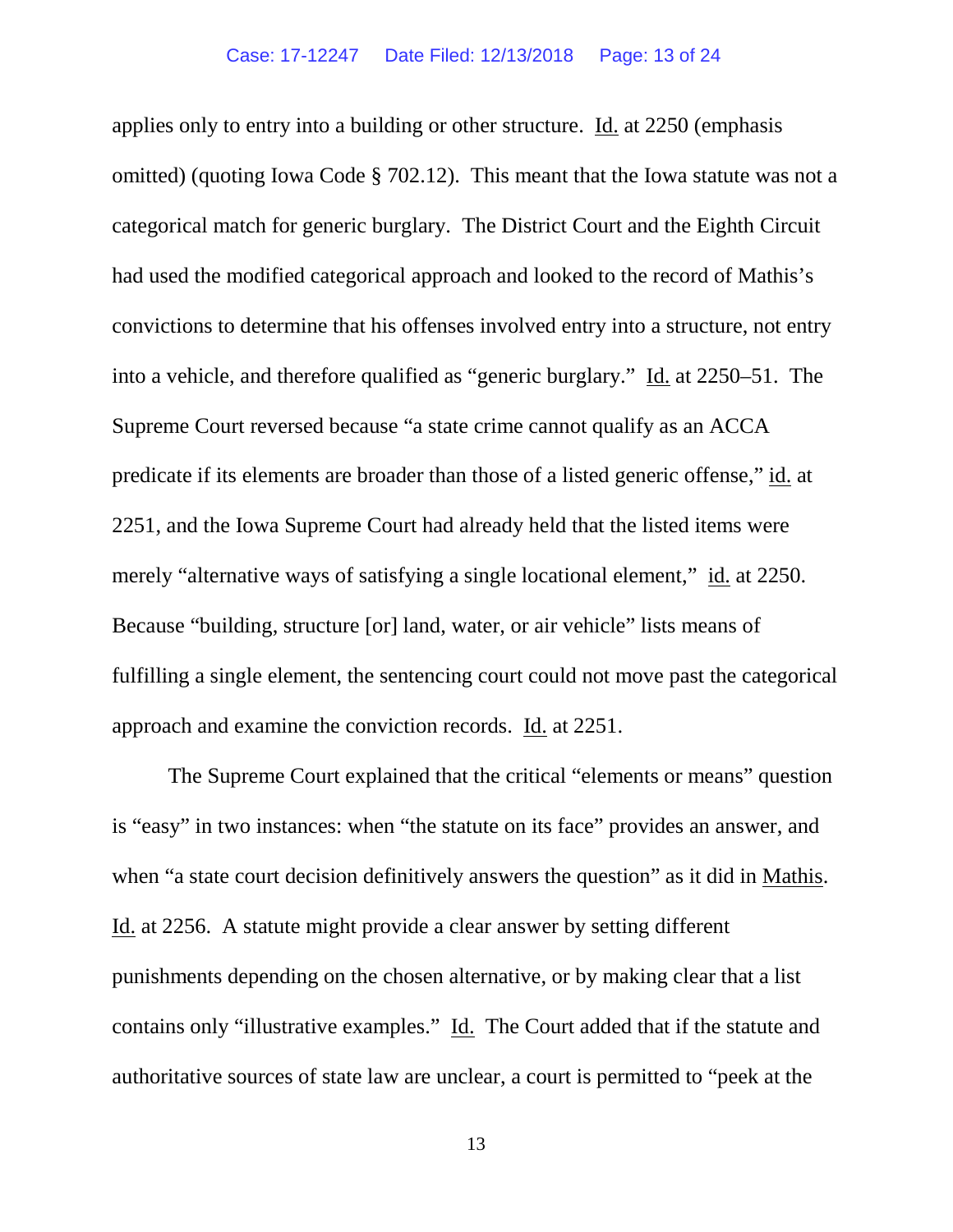applies only to entry into a building or other structure. Id. at 2250 (emphasis omitted) (quoting Iowa Code § 702.12). This meant that the Iowa statute was not a categorical match for generic burglary. The District Court and the Eighth Circuit had used the modified categorical approach and looked to the record of Mathis's convictions to determine that his offenses involved entry into a structure, not entry into a vehicle, and therefore qualified as "generic burglary." Id. at 2250–51. The Supreme Court reversed because "a state crime cannot qualify as an ACCA predicate if its elements are broader than those of a listed generic offense," id. at 2251, and the Iowa Supreme Court had already held that the listed items were merely "alternative ways of satisfying a single locational element," id. at 2250. Because "building, structure [or] land, water, or air vehicle" lists means of fulfilling a single element, the sentencing court could not move past the categorical approach and examine the conviction records. Id. at 2251.

The Supreme Court explained that the critical "elements or means" question is "easy" in two instances: when "the statute on its face" provides an answer, and when "a state court decision definitively answers the question" as it did in Mathis. Id. at 2256. A statute might provide a clear answer by setting different punishments depending on the chosen alternative, or by making clear that a list contains only "illustrative examples." Id. The Court added that if the statute and authoritative sources of state law are unclear, a court is permitted to "peek at the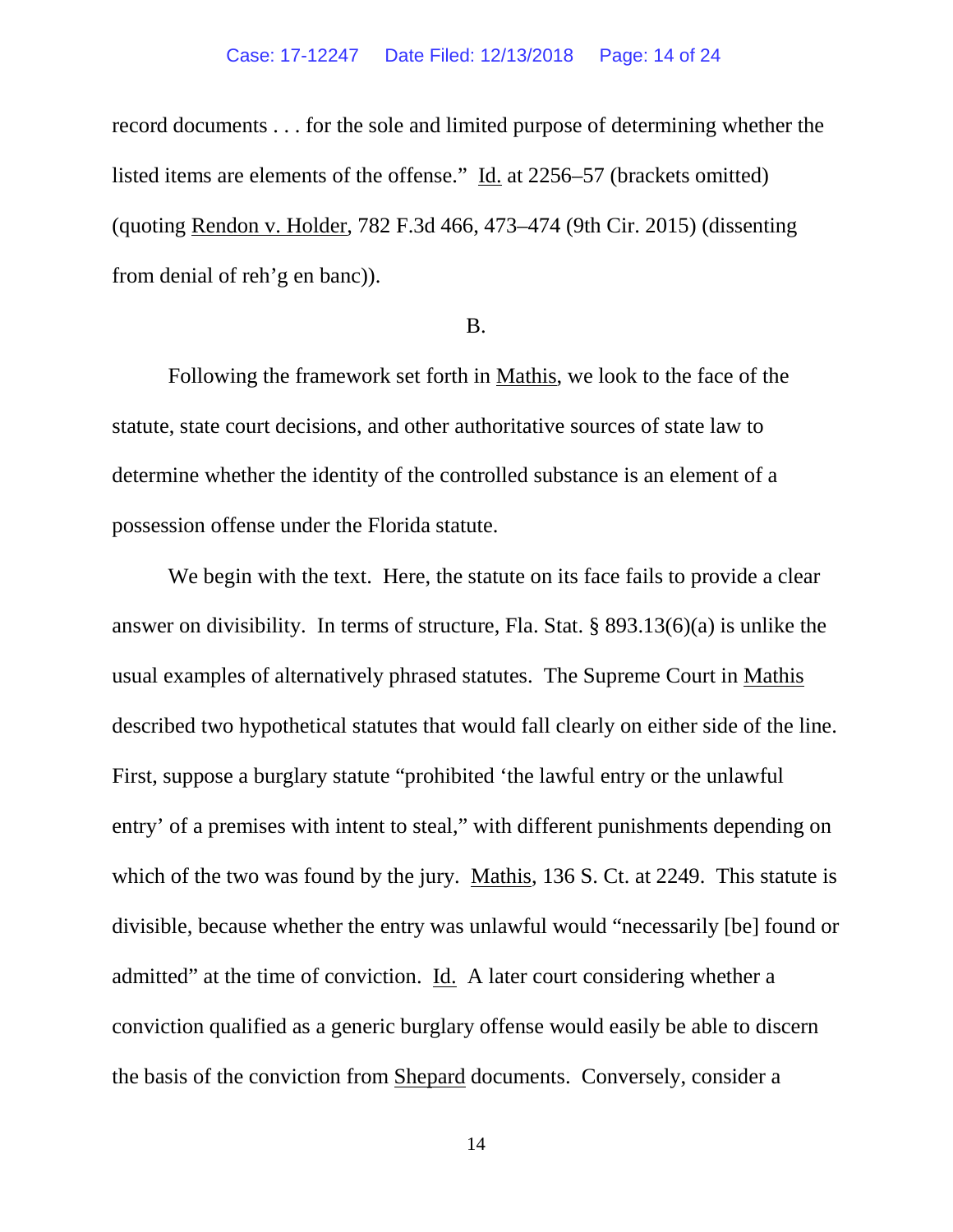record documents . . . for the sole and limited purpose of determining whether the listed items are elements of the offense." Id. at 2256–57 (brackets omitted) (quoting Rendon v. Holder, 782 F.3d 466, 473–474 (9th Cir. 2015) (dissenting from denial of reh'g en banc)).

B.

Following the framework set forth in Mathis, we look to the face of the statute, state court decisions, and other authoritative sources of state law to determine whether the identity of the controlled substance is an element of a possession offense under the Florida statute.

We begin with the text. Here, the statute on its face fails to provide a clear answer on divisibility. In terms of structure, Fla. Stat. § 893.13(6)(a) is unlike the usual examples of alternatively phrased statutes. The Supreme Court in Mathis described two hypothetical statutes that would fall clearly on either side of the line. First, suppose a burglary statute "prohibited 'the lawful entry or the unlawful entry' of a premises with intent to steal," with different punishments depending on which of the two was found by the jury. Mathis, 136 S. Ct. at 2249. This statute is divisible, because whether the entry was unlawful would "necessarily [be] found or admitted" at the time of conviction. Id. A later court considering whether a conviction qualified as a generic burglary offense would easily be able to discern the basis of the conviction from Shepard documents. Conversely, consider a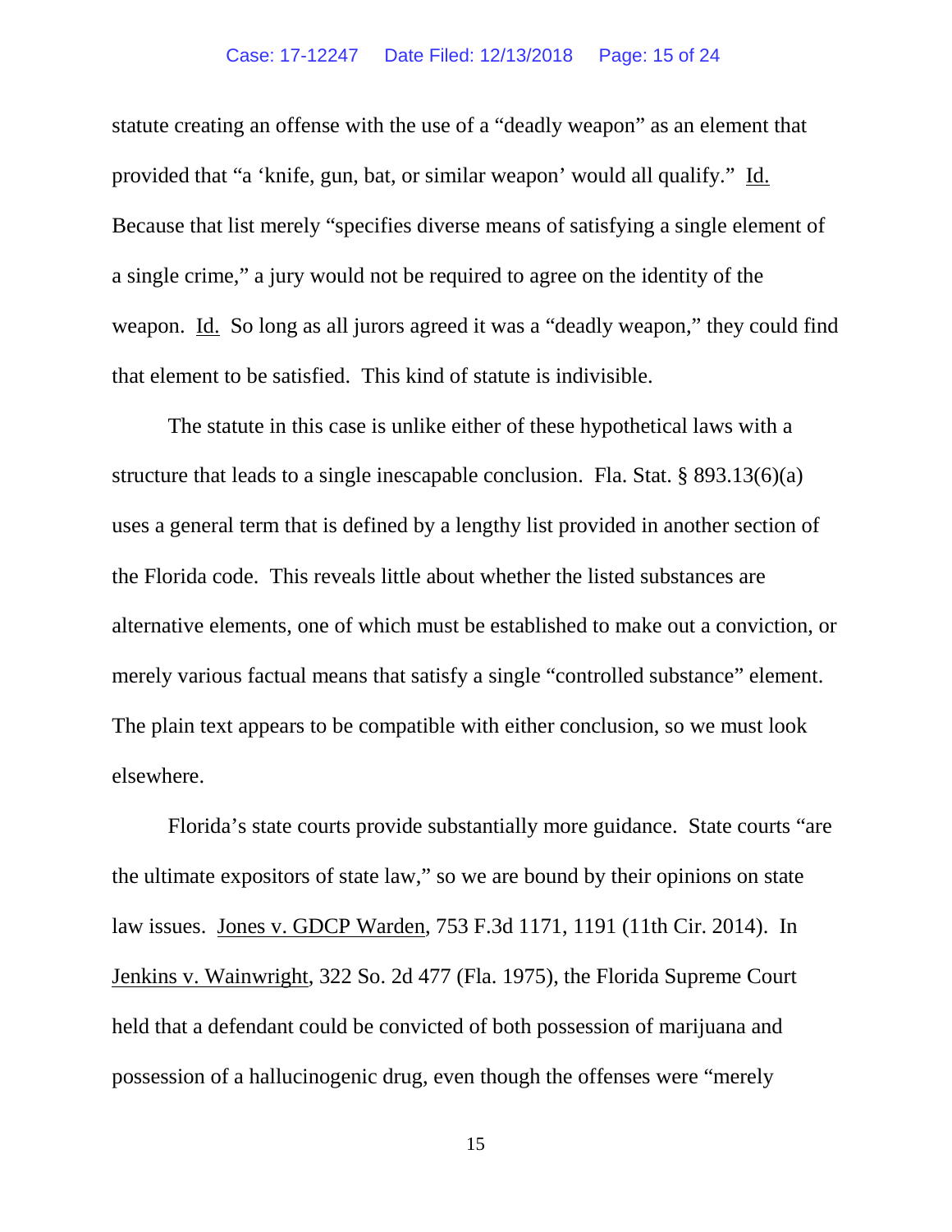statute creating an offense with the use of a "deadly weapon" as an element that provided that "a 'knife, gun, bat, or similar weapon' would all qualify." Id. Because that list merely "specifies diverse means of satisfying a single element of a single crime," a jury would not be required to agree on the identity of the weapon. Id. So long as all jurors agreed it was a "deadly weapon," they could find that element to be satisfied. This kind of statute is indivisible.

The statute in this case is unlike either of these hypothetical laws with a structure that leads to a single inescapable conclusion. Fla. Stat. § 893.13(6)(a) uses a general term that is defined by a lengthy list provided in another section of the Florida code. This reveals little about whether the listed substances are alternative elements, one of which must be established to make out a conviction, or merely various factual means that satisfy a single "controlled substance" element. The plain text appears to be compatible with either conclusion, so we must look elsewhere.

Florida's state courts provide substantially more guidance. State courts "are the ultimate expositors of state law," so we are bound by their opinions on state law issues. Jones v. GDCP Warden, 753 F.3d 1171, 1191 (11th Cir. 2014). In Jenkins v. Wainwright, 322 So. 2d 477 (Fla. 1975), the Florida Supreme Court held that a defendant could be convicted of both possession of marijuana and possession of a hallucinogenic drug, even though the offenses were "merely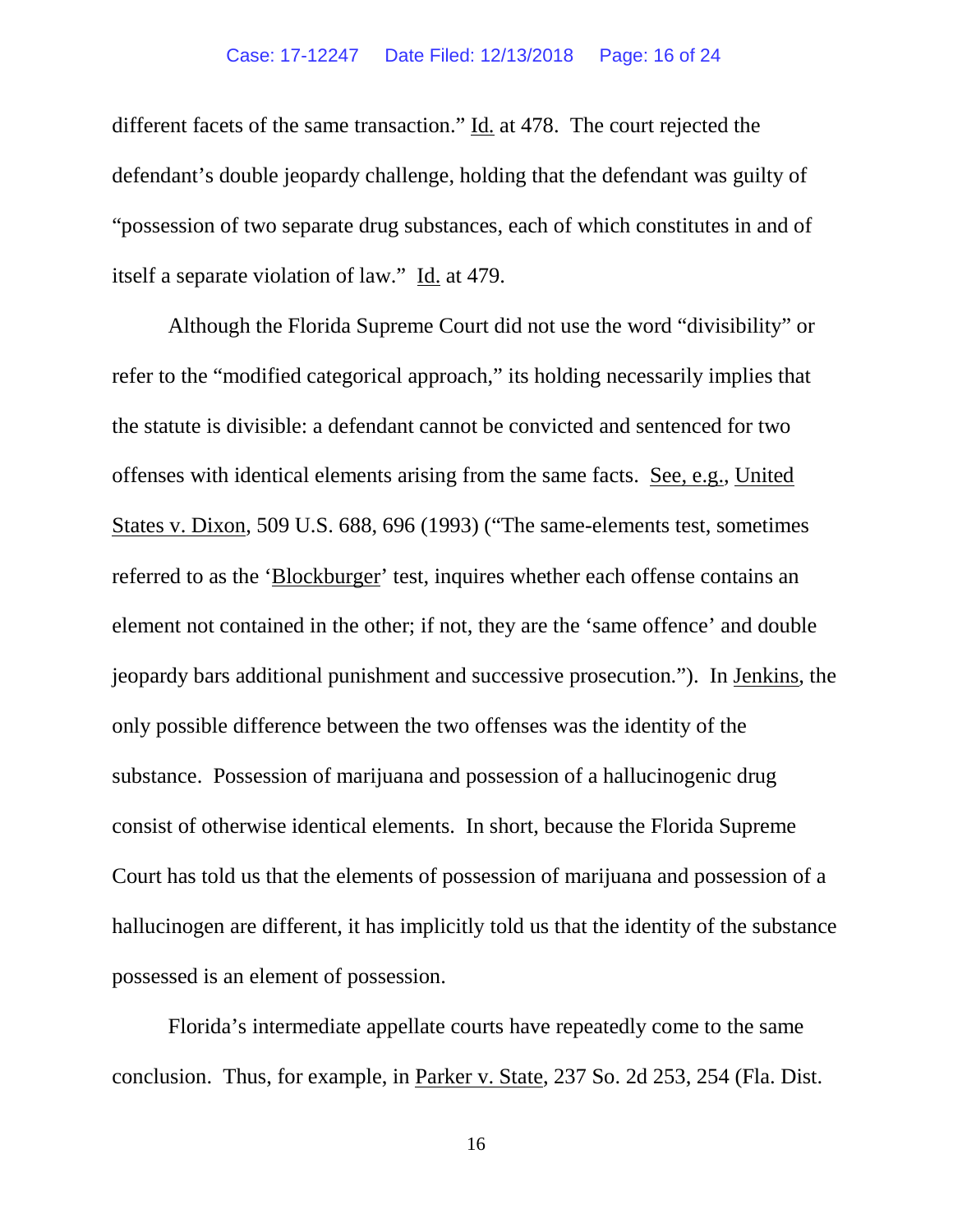different facets of the same transaction." Id. at 478. The court rejected the defendant's double jeopardy challenge, holding that the defendant was guilty of "possession of two separate drug substances, each of which constitutes in and of itself a separate violation of law." Id. at 479.

Although the Florida Supreme Court did not use the word "divisibility" or refer to the "modified categorical approach," its holding necessarily implies that the statute is divisible: a defendant cannot be convicted and sentenced for two offenses with identical elements arising from the same facts. See, e.g., United States v. Dixon, 509 U.S. 688, 696 (1993) ("The same-elements test, sometimes referred to as the 'Blockburger' test, inquires whether each offense contains an element not contained in the other; if not, they are the 'same offence' and double jeopardy bars additional punishment and successive prosecution."). In Jenkins, the only possible difference between the two offenses was the identity of the substance. Possession of marijuana and possession of a hallucinogenic drug consist of otherwise identical elements. In short, because the Florida Supreme Court has told us that the elements of possession of marijuana and possession of a hallucinogen are different, it has implicitly told us that the identity of the substance possessed is an element of possession.

Florida's intermediate appellate courts have repeatedly come to the same conclusion. Thus, for example, in Parker v. State, 237 So. 2d 253, 254 (Fla. Dist.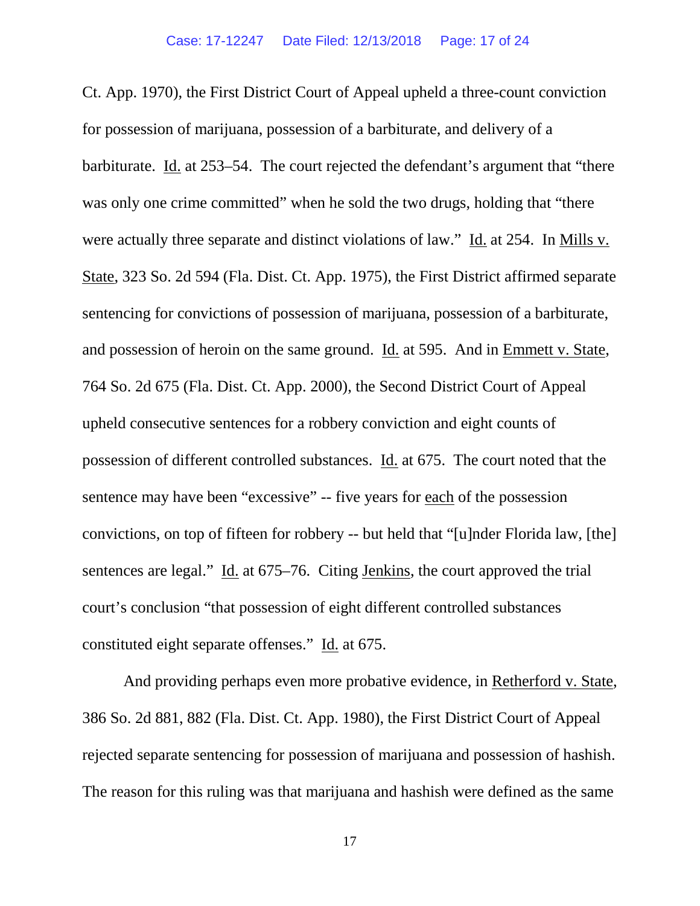Ct. App. 1970), the First District Court of Appeal upheld a three-count conviction for possession of marijuana, possession of a barbiturate, and delivery of a barbiturate. Id. at 253–54. The court rejected the defendant's argument that "there was only one crime committed" when he sold the two drugs, holding that "there were actually three separate and distinct violations of law." Id. at 254. In Mills v. State, 323 So. 2d 594 (Fla. Dist. Ct. App. 1975), the First District affirmed separate sentencing for convictions of possession of marijuana, possession of a barbiturate, and possession of heroin on the same ground. Id. at 595. And in Emmett v. State, 764 So. 2d 675 (Fla. Dist. Ct. App. 2000), the Second District Court of Appeal upheld consecutive sentences for a robbery conviction and eight counts of possession of different controlled substances. Id. at 675. The court noted that the sentence may have been "excessive" -- five years for each of the possession convictions, on top of fifteen for robbery -- but held that "[u]nder Florida law, [the] sentences are legal." Id. at 675–76. Citing Jenkins, the court approved the trial court's conclusion "that possession of eight different controlled substances constituted eight separate offenses." Id. at 675.

And providing perhaps even more probative evidence, in Retherford v. State, 386 So. 2d 881, 882 (Fla. Dist. Ct. App. 1980), the First District Court of Appeal rejected separate sentencing for possession of marijuana and possession of hashish. The reason for this ruling was that marijuana and hashish were defined as the same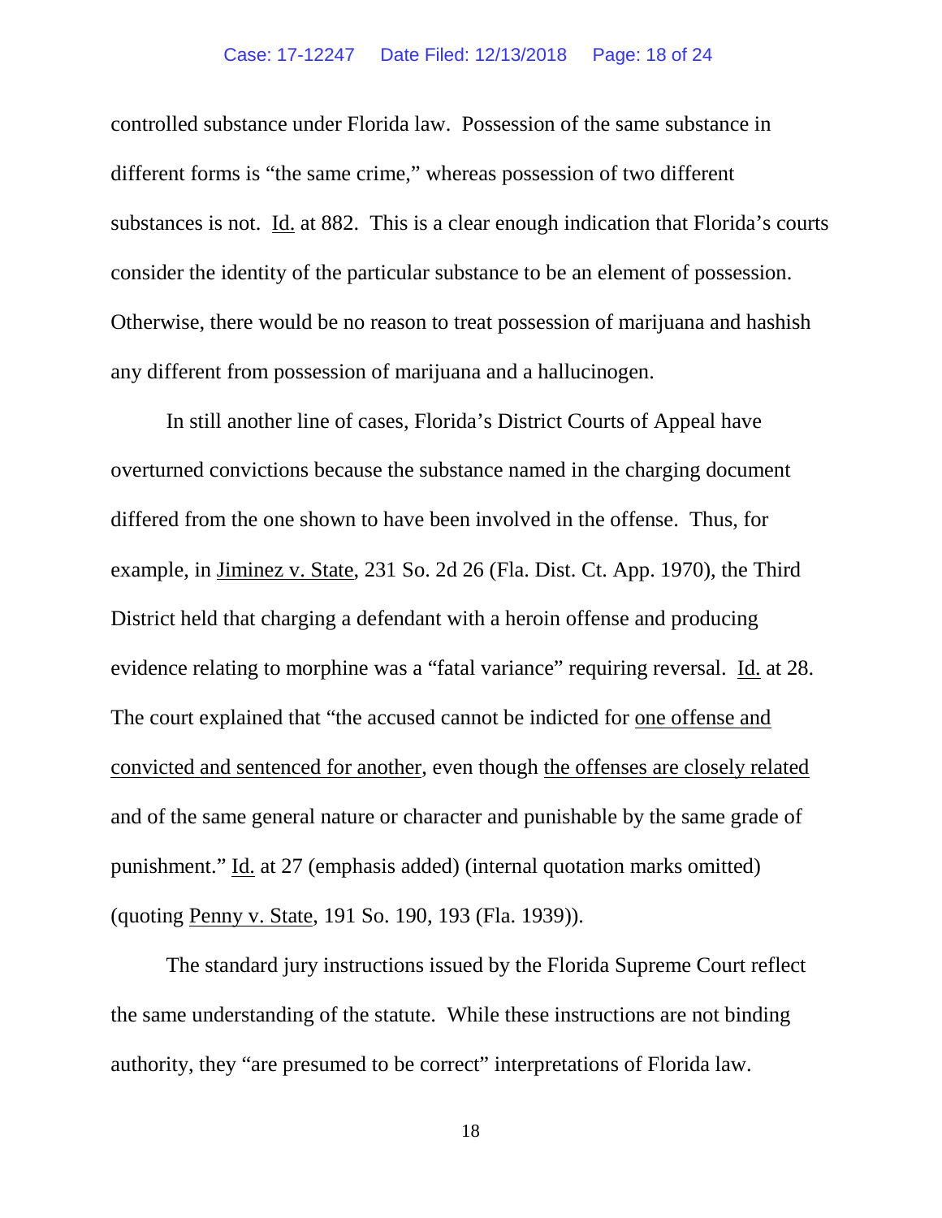controlled substance under Florida law. Possession of the same substance in different forms is "the same crime," whereas possession of two different substances is not. Id. at 882. This is a clear enough indication that Florida's courts consider the identity of the particular substance to be an element of possession. Otherwise, there would be no reason to treat possession of marijuana and hashish any different from possession of marijuana and a hallucinogen.

In still another line of cases, Florida's District Courts of Appeal have overturned convictions because the substance named in the charging document differed from the one shown to have been involved in the offense. Thus, for example, in Jiminez v. State, 231 So. 2d 26 (Fla. Dist. Ct. App. 1970), the Third District held that charging a defendant with a heroin offense and producing evidence relating to morphine was a "fatal variance" requiring reversal. Id. at 28. The court explained that "the accused cannot be indicted for one offense and convicted and sentenced for another, even though the offenses are closely related and of the same general nature or character and punishable by the same grade of punishment." Id. at 27 (emphasis added) (internal quotation marks omitted) (quoting Penny v. State, 191 So. 190, 193 (Fla. 1939)).

The standard jury instructions issued by the Florida Supreme Court reflect the same understanding of the statute. While these instructions are not binding authority, they "are presumed to be correct" interpretations of Florida law.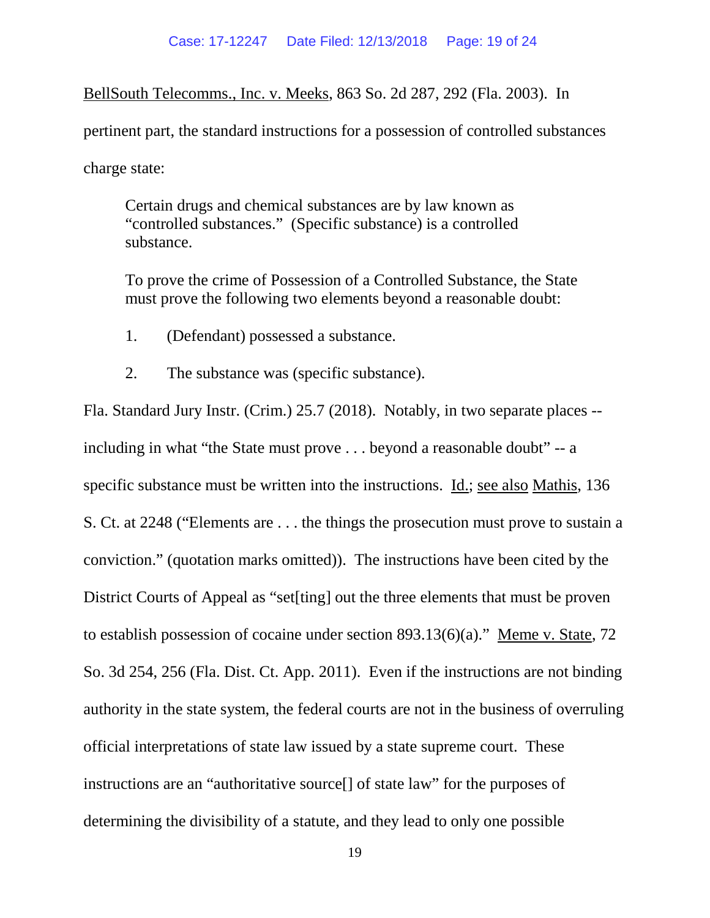BellSouth Telecomms., Inc. v. Meeks, 863 So. 2d 287, 292 (Fla. 2003). In pertinent part, the standard instructions for a possession of controlled substances charge state:

> Certain drugs and chemical substances are by law known as "controlled substances." (Specific substance) is a controlled substance.
>
> To prove the crime of Possession of a Controlled Substance, the State must prove the following two elements beyond a reasonable doubt:
>
> 1. (Defendant) possessed a substance.
>
> 2. The substance was (specific substance).

Fla. Standard Jury Instr. (Crim.) 25.7 (2018). Notably, in two separate places -- including in what "the State must prove . . . beyond a reasonable doubt" -- a specific substance must be written into the instructions. Id.; see also Mathis, 136 S. Ct. at 2248 ("Elements are . . . the things the prosecution must prove to sustain a conviction." (quotation marks omitted)). The instructions have been cited by the District Courts of Appeal as "set[ting] out the three elements that must be proven to establish possession of cocaine under section 893.13(6)(a)." Meme v. State, 72 So. 3d 254, 256 (Fla. Dist. Ct. App. 2011). Even if the instructions are not binding authority in the state system, the federal courts are not in the business of overruling official interpretations of state law issued by a state supreme court. These instructions are an "authoritative source[] of state law" for the purposes of determining the divisibility of a statute, and they lead to only one possible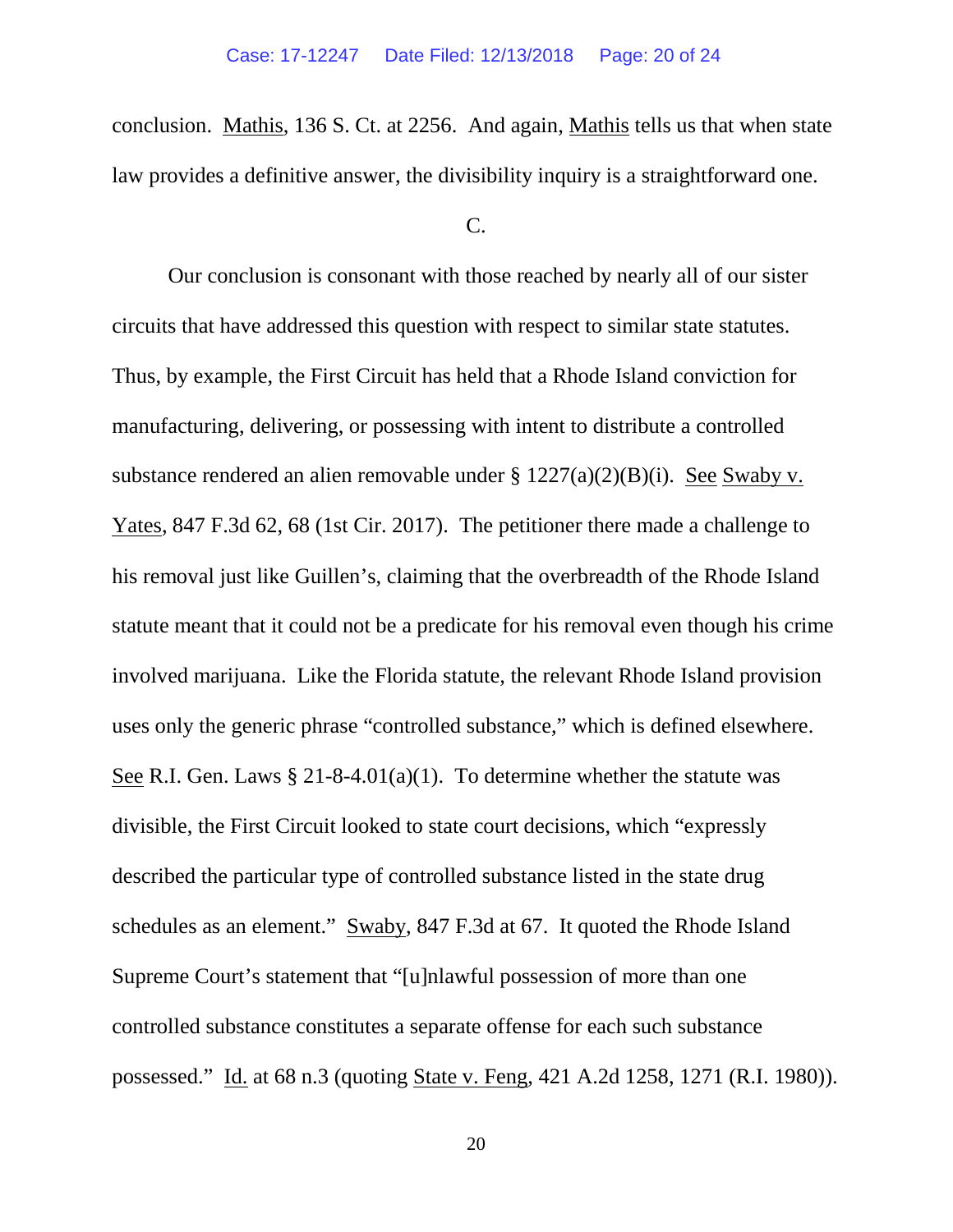conclusion. Mathis, 136 S. Ct. at 2256. And again, Mathis tells us that when state law provides a definitive answer, the divisibility inquiry is a straightforward one.

C.

Our conclusion is consonant with those reached by nearly all of our sister circuits that have addressed this question with respect to similar state statutes. Thus, by example, the First Circuit has held that a Rhode Island conviction for manufacturing, delivering, or possessing with intent to distribute a controlled substance rendered an alien removable under § 1227(a)(2)(B)(i). See Swaby v. Yates, 847 F.3d 62, 68 (1st Cir. 2017). The petitioner there made a challenge to his removal just like Guillen's, claiming that the overbreadth of the Rhode Island statute meant that it could not be a predicate for his removal even though his crime involved marijuana. Like the Florida statute, the relevant Rhode Island provision uses only the generic phrase "controlled substance," which is defined elsewhere. See R.I. Gen. Laws § 21-8-4.01(a)(1). To determine whether the statute was divisible, the First Circuit looked to state court decisions, which "expressly described the particular type of controlled substance listed in the state drug schedules as an element." Swaby, 847 F.3d at 67. It quoted the Rhode Island Supreme Court's statement that "[u]nlawful possession of more than one controlled substance constitutes a separate offense for each such substance possessed." Id. at 68 n.3 (quoting State v. Feng, 421 A.2d 1258, 1271 (R.I. 1980)).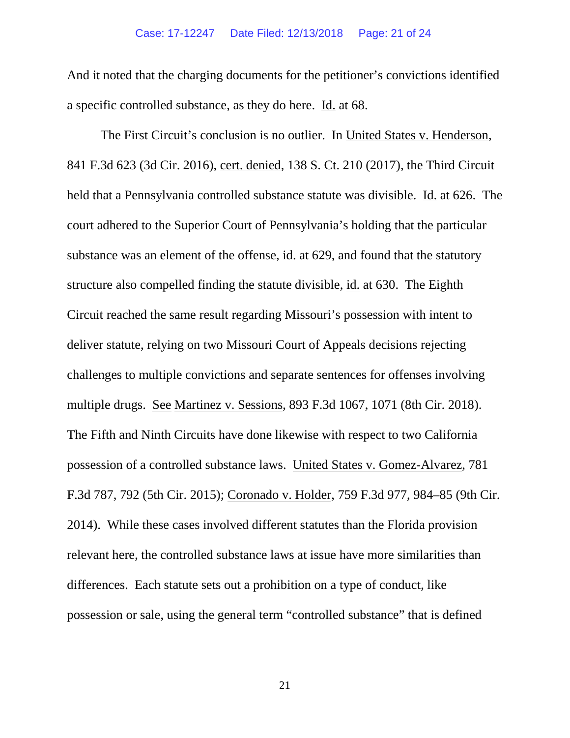And it noted that the charging documents for the petitioner's convictions identified a specific controlled substance, as they do here. Id. at 68.

The First Circuit's conclusion is no outlier. In United States v. Henderson, 841 F.3d 623 (3d Cir. 2016), cert. denied, 138 S. Ct. 210 (2017), the Third Circuit held that a Pennsylvania controlled substance statute was divisible. Id. at 626. The court adhered to the Superior Court of Pennsylvania's holding that the particular substance was an element of the offense, id. at 629, and found that the statutory structure also compelled finding the statute divisible, id. at 630. The Eighth Circuit reached the same result regarding Missouri's possession with intent to deliver statute, relying on two Missouri Court of Appeals decisions rejecting challenges to multiple convictions and separate sentences for offenses involving multiple drugs. See Martinez v. Sessions, 893 F.3d 1067, 1071 (8th Cir. 2018). The Fifth and Ninth Circuits have done likewise with respect to two California possession of a controlled substance laws. United States v. Gomez-Alvarez, 781 F.3d 787, 792 (5th Cir. 2015); Coronado v. Holder, 759 F.3d 977, 984–85 (9th Cir. 2014). While these cases involved different statutes than the Florida provision relevant here, the controlled substance laws at issue have more similarities than differences. Each statute sets out a prohibition on a type of conduct, like possession or sale, using the general term "controlled substance" that is defined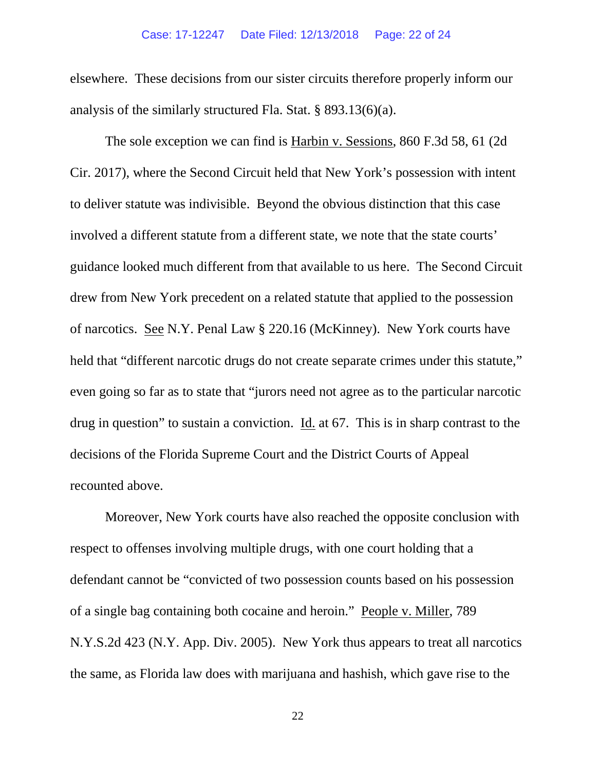elsewhere. These decisions from our sister circuits therefore properly inform our analysis of the similarly structured Fla. Stat. § 893.13(6)(a).

The sole exception we can find is Harbin v. Sessions, 860 F.3d 58, 61 (2d Cir. 2017), where the Second Circuit held that New York's possession with intent to deliver statute was indivisible. Beyond the obvious distinction that this case involved a different statute from a different state, we note that the state courts' guidance looked much different from that available to us here. The Second Circuit drew from New York precedent on a related statute that applied to the possession of narcotics. See N.Y. Penal Law § 220.16 (McKinney). New York courts have held that "different narcotic drugs do not create separate crimes under this statute," even going so far as to state that "jurors need not agree as to the particular narcotic drug in question" to sustain a conviction. Id. at 67. This is in sharp contrast to the decisions of the Florida Supreme Court and the District Courts of Appeal recounted above.

Moreover, New York courts have also reached the opposite conclusion with respect to offenses involving multiple drugs, with one court holding that a defendant cannot be "convicted of two possession counts based on his possession of a single bag containing both cocaine and heroin." People v. Miller, 789 N.Y.S.2d 423 (N.Y. App. Div. 2005). New York thus appears to treat all narcotics the same, as Florida law does with marijuana and hashish, which gave rise to the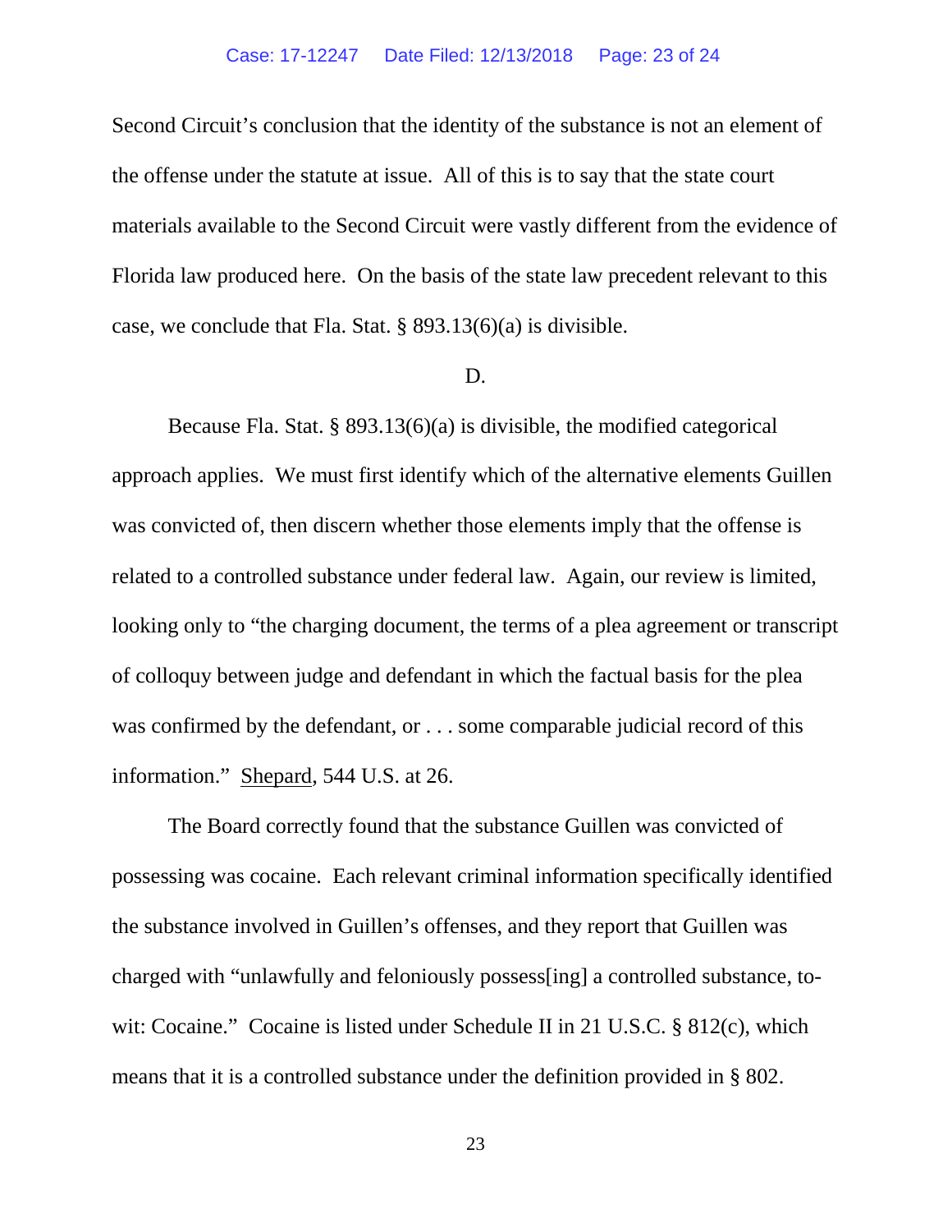Second Circuit's conclusion that the identity of the substance is not an element of the offense under the statute at issue. All of this is to say that the state court materials available to the Second Circuit were vastly different from the evidence of Florida law produced here. On the basis of the state law precedent relevant to this case, we conclude that Fla. Stat. § 893.13(6)(a) is divisible.

D.

Because Fla. Stat. § 893.13(6)(a) is divisible, the modified categorical approach applies. We must first identify which of the alternative elements Guillen was convicted of, then discern whether those elements imply that the offense is related to a controlled substance under federal law. Again, our review is limited, looking only to "the charging document, the terms of a plea agreement or transcript of colloquy between judge and defendant in which the factual basis for the plea was confirmed by the defendant, or . . . some comparable judicial record of this information." Shepard, 544 U.S. at 26.

The Board correctly found that the substance Guillen was convicted of possessing was cocaine. Each relevant criminal information specifically identified the substance involved in Guillen's offenses, and they report that Guillen was charged with "unlawfully and feloniously possess[ing] a controlled substance, to-wit: Cocaine." Cocaine is listed under Schedule II in 21 U.S.C. § 812(c), which means that it is a controlled substance under the definition provided in § 802.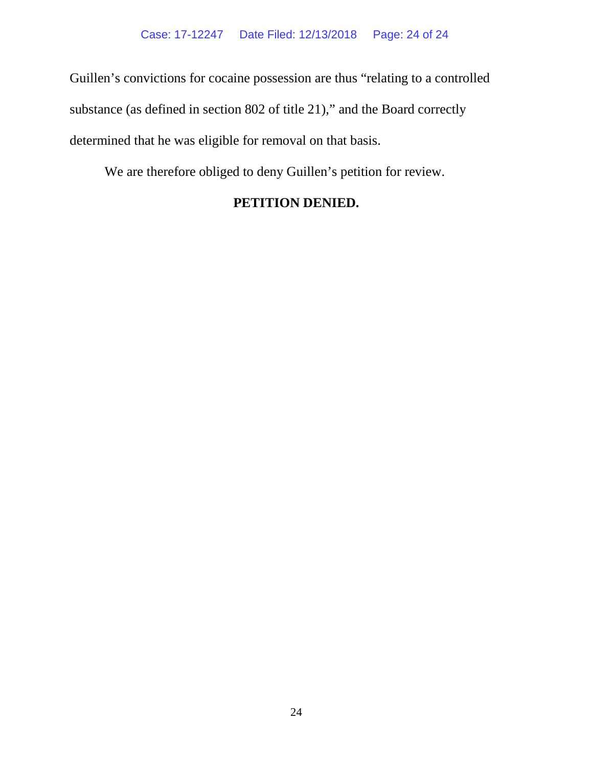Guillen's convictions for cocaine possession are thus "relating to a controlled substance (as defined in section 802 of title 21)," and the Board correctly determined that he was eligible for removal on that basis.

We are therefore obliged to deny Guillen's petition for review.

**PETITION DENIED.**